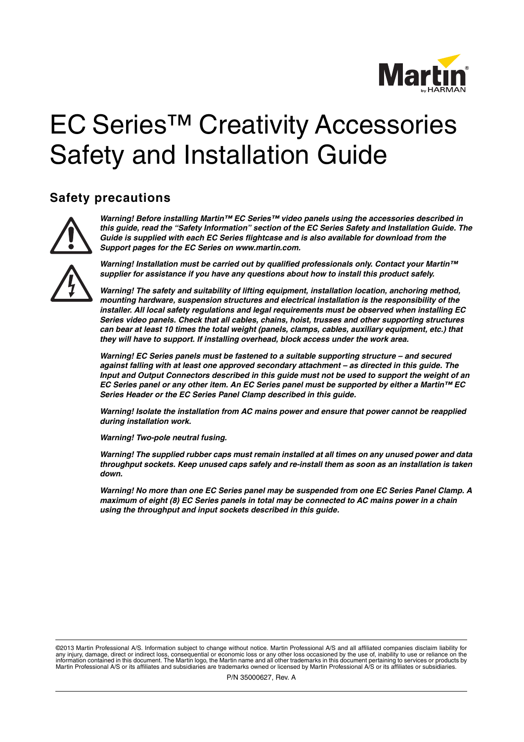# EC Series™ Creativity Accessories Safety and Installation Guide

## Safety precautions

***Warning! Before installing Martin™ EC Series™ video panels using the accessories described in this guide, read the "Safety Information" section of the EC Series Safety and Installation Guide. The Guide is supplied with each EC Series flightcase and is also available for download from the Support pages for the EC Series on www.martin.com.***

***Warning! Installation must be carried out by qualified professionals only. Contact your Martin™ supplier for assistance if you have any questions about how to install this product safely.***

***Warning! The safety and suitability of lifting equipment, installation location, anchoring method, mounting hardware, suspension structures and electrical installation is the responsibility of the installer. All local safety regulations and legal requirements must be observed when installing EC Series video panels. Check that all cables, chains, hoist, trusses and other supporting structures can bear at least 10 times the total weight (panels, clamps, cables, auxiliary equipment, etc.) that they will have to support. If installing overhead, block access under the work area.***

***Warning! EC Series panels must be fastened to a suitable supporting structure – and secured against falling with at least one approved secondary attachment – as directed in this guide. The Input and Output Connectors described in this guide must not be used to support the weight of an EC Series panel or any other item. An EC Series panel must be supported by either a Martin™ EC Series Header or the EC Series Panel Clamp described in this guide.***

***Warning! Isolate the installation from AC mains power and ensure that power cannot be reapplied during installation work.***

***Warning! Two-pole neutral fusing.***

***Warning! The supplied rubber caps must remain installed at all times on any unused power and data throughput sockets. Keep unused caps safely and re-install them as soon as an installation is taken down.***

***Warning! No more than one EC Series panel may be suspended from one EC Series Panel Clamp. A maximum of eight (8) EC Series panels in total may be connected to AC mains power in a chain using the throughput and input sockets described in this guide.***

©2013 Martin Professional A/S. Information subject to change without notice. Martin Professional A/S and all affiliated companies disclaim liability for any injury, damage, direct or indirect loss, consequential or economic loss or any other loss occasioned by the use of, inability to use or reliance on the information contained in this document. The Martin logo, the Martin name and all other trademarks in this document pertaining to services or products by Martin Professional A/S or its affiliates and subsidiaries are trademarks owned or licensed by Martin Professional A/S or its affiliates or subsidiaries.

P/N 35000627, Rev. A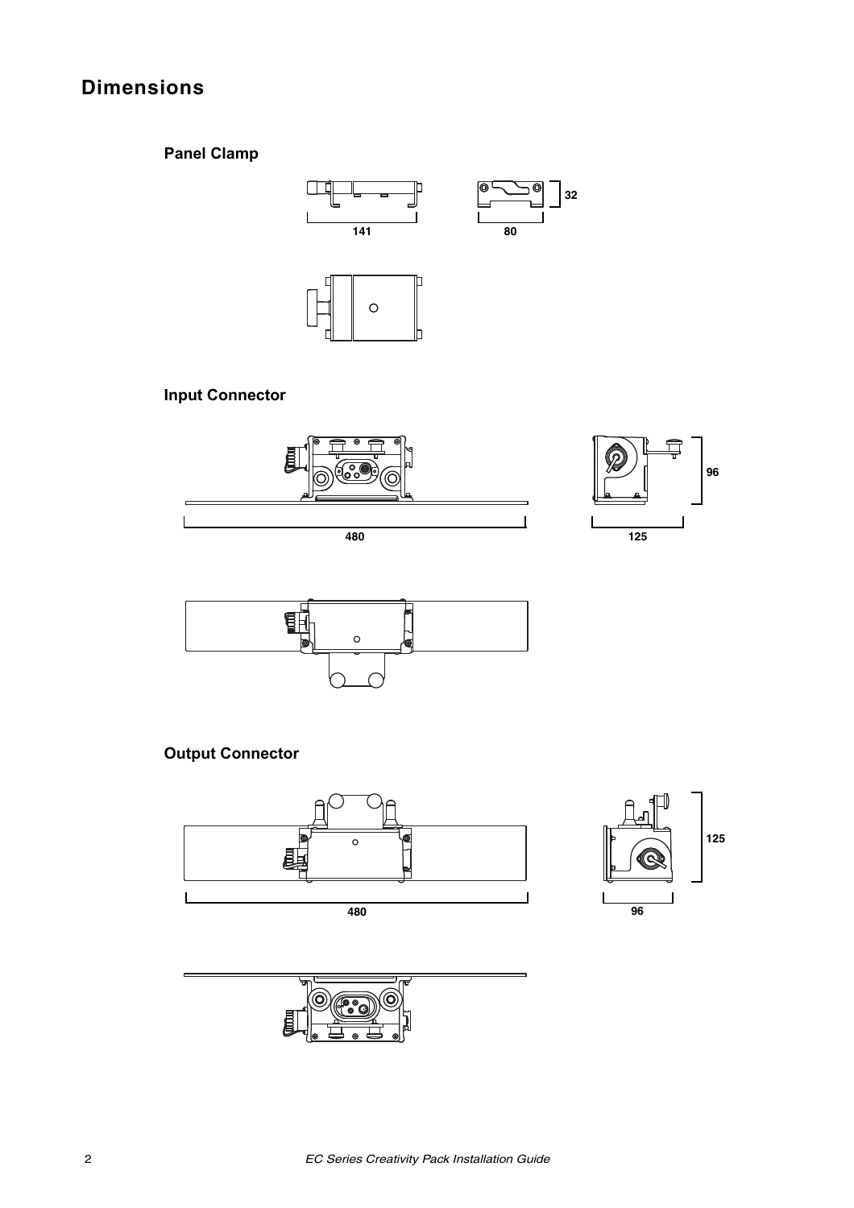# Dimensions

### Panel Clamp

141

80

32

### Input Connector

480

125

96

### Output Connector

480

96

125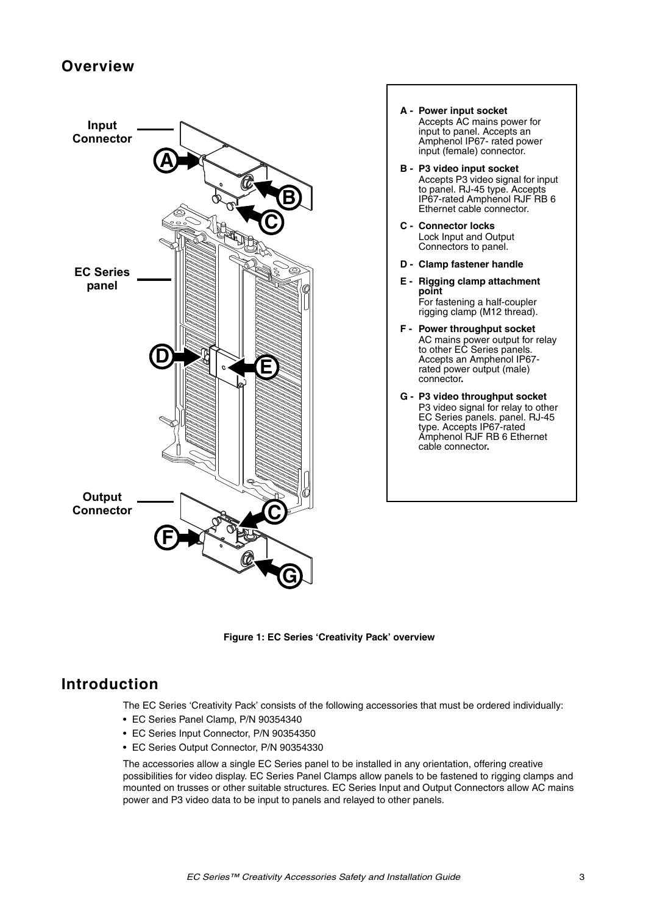## Overview

Input Connector

EC Series panel

Output Connector

**A - Power input socket**
Accepts AC mains power for input to panel. Accepts an Amphenol IP67- rated power input (female) connector.

**B - P3 video input socket**
Accepts P3 video signal for input to panel. RJ-45 type. Accepts IP67-rated Amphenol RJF RB 6 Ethernet cable connector.

**C - Connector locks**
Lock Input and Output Connectors to panel.

**D - Clamp fastener handle**

**E - Rigging clamp attachment point**
For fastening a half-coupler rigging clamp (M12 thread).

**F - Power throughput socket**
AC mains power output for relay to other EC Series panels. Accepts an Amphenol IP67-rated power output (male) connector**.**

**G - P3 video throughput socket**
P3 video signal for relay to other EC Series panels. panel. RJ-45 type. Accepts IP67-rated Amphenol RJF RB 6 Ethernet cable connector**.**

**Figure 1: EC Series 'Creativity Pack' overview**

## Introduction

The EC Series 'Creativity Pack' consists of the following accessories that must be ordered individually:

- EC Series Panel Clamp, P/N 90354340
- EC Series Input Connector, P/N 90354350
- EC Series Output Connector, P/N 90354330

The accessories allow a single EC Series panel to be installed in any orientation, offering creative possibilities for video display. EC Series Panel Clamps allow panels to be fastened to rigging clamps and mounted on trusses or other suitable structures. EC Series Input and Output Connectors allow AC mains power and P3 video data to be input to panels and relayed to other panels.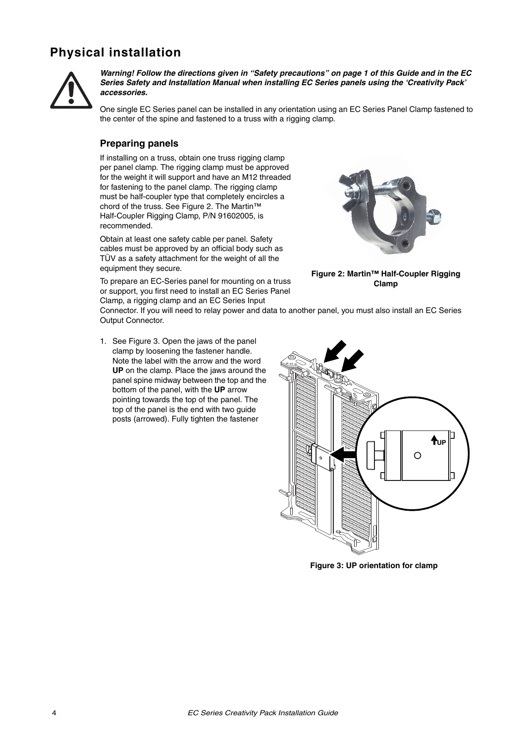## Physical installation

***Warning! Follow the directions given in "Safety precautions" on page 1 of this Guide and in the EC Series Safety and Installation Manual when installing EC Series panels using the 'Creativity Pack' accessories.***

One single EC Series panel can be installed in any orientation using an EC Series Panel Clamp fastened to the center of the spine and fastened to a truss with a rigging clamp.

### Preparing panels

If installing on a truss, obtain one truss rigging clamp per panel clamp. The rigging clamp must be approved for the weight it will support and have an M12 threaded for fastening to the panel clamp. The rigging clamp must be half-coupler type that completely encircles a chord of the truss. See Figure 2. The Martin™ Half-Coupler Rigging Clamp, P/N 91602005, is recommended.

Obtain at least one safety cable per panel. Safety cables must be approved by an official body such as TÜV as a safety attachment for the weight of all the equipment they secure.

**Figure 2: Martin™ Half-Coupler Rigging Clamp**

To prepare an EC-Series panel for mounting on a truss or support, you first need to install an EC Series Panel Clamp, a rigging clamp and an EC Series Input Connector. If you will need to relay power and data to another panel, you must also install an EC Series Output Connector.

1. See Figure 3. Open the jaws of the panel clamp by loosening the fastener handle. Note the label with the arrow and the word **UP** on the clamp. Place the jaws around the panel spine midway between the top and the bottom of the panel, with the **UP** arrow pointing towards the top of the panel. The top of the panel is the end with two guide posts (arrowed). Fully tighten the fastener

**Figure 3: UP orientation for clamp**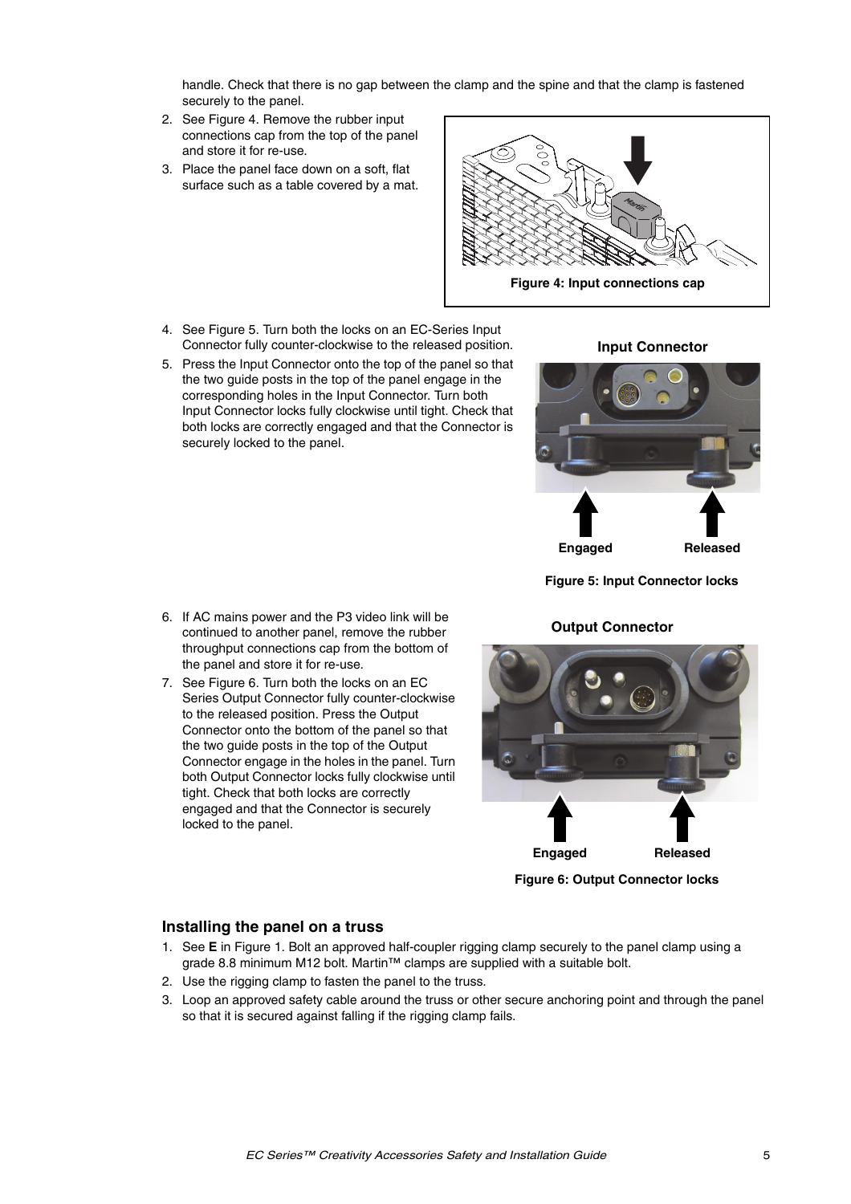handle. Check that there is no gap between the clamp and the spine and that the clamp is fastened securely to the panel.

2. See Figure 4. Remove the rubber input connections cap from the top of the panel and store it for re-use.
3. Place the panel face down on a soft, flat surface such as a table covered by a mat.

Figure 4: Input connections cap

4. See Figure 5. Turn both the locks on an EC-Series Input Connector fully counter-clockwise to the released position.
5. Press the Input Connector onto the top of the panel so that the two guide posts in the top of the panel engage in the corresponding holes in the Input Connector. Turn both Input Connector locks fully clockwise until tight. Check that both locks are correctly engaged and that the Connector is securely locked to the panel.

Input Connector

Engaged Released

Figure 5: Input Connector locks

6. If AC mains power and the P3 video link will be continued to another panel, remove the rubber throughput connections cap from the bottom of the panel and store it for re-use.
7. See Figure 6. Turn both the locks on an EC Series Output Connector fully counter-clockwise to the released position. Press the Output Connector onto the bottom of the panel so that the two guide posts in the top of the Output Connector engage in the holes in the panel. Turn both Output Connector locks fully clockwise until tight. Check that both locks are correctly engaged and that the Connector is securely locked to the panel.

Output Connector

Engaged Released

Figure 6: Output Connector locks

## Installing the panel on a truss

1. See **E** in Figure 1. Bolt an approved half-coupler rigging clamp securely to the panel clamp using a grade 8.8 minimum M12 bolt. Martin™ clamps are supplied with a suitable bolt.
2. Use the rigging clamp to fasten the panel to the truss.
3. Loop an approved safety cable around the truss or other secure anchoring point and through the panel so that it is secured against falling if the rigging clamp fails.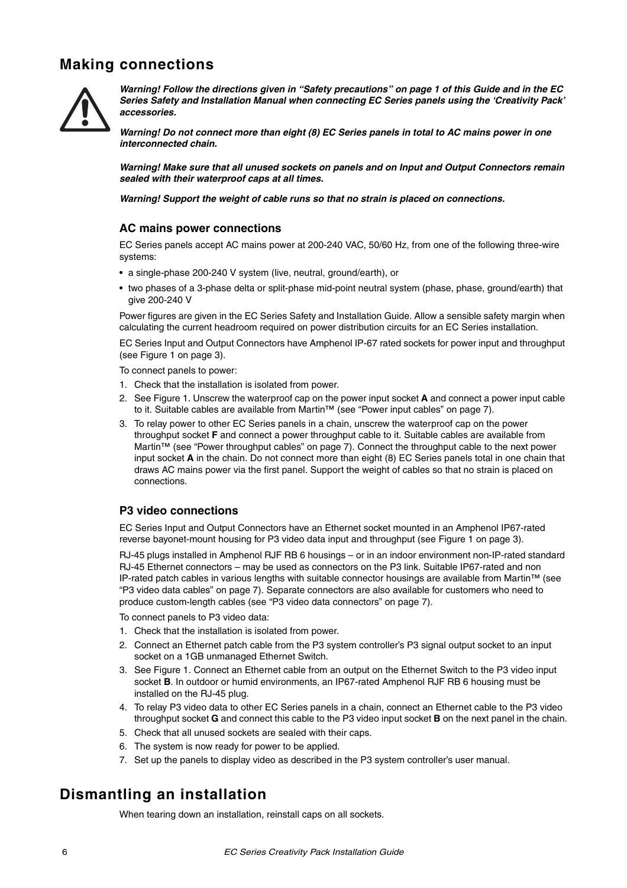# Making connections

***Warning! Follow the directions given in "Safety precautions" on page 1 of this Guide and in the EC Series Safety and Installation Manual when connecting EC Series panels using the 'Creativity Pack' accessories.***

***Warning! Do not connect more than eight (8) EC Series panels in total to AC mains power in one interconnected chain.***

***Warning! Make sure that all unused sockets on panels and on Input and Output Connectors remain sealed with their waterproof caps at all times.***

***Warning! Support the weight of cable runs so that no strain is placed on connections.***

## AC mains power connections

EC Series panels accept AC mains power at 200-240 VAC, 50/60 Hz, from one of the following three-wire systems:

- a single-phase 200-240 V system (live, neutral, ground/earth), or
- two phases of a 3-phase delta or split-phase mid-point neutral system (phase, phase, ground/earth) that give 200-240 V

Power figures are given in the EC Series Safety and Installation Guide. Allow a sensible safety margin when calculating the current headroom required on power distribution circuits for an EC Series installation.

EC Series Input and Output Connectors have Amphenol IP-67 rated sockets for power input and throughput (see Figure 1 on page 3).

To connect panels to power:

1. Check that the installation is isolated from power.
2. See Figure 1. Unscrew the waterproof cap on the power input socket **A** and connect a power input cable to it. Suitable cables are available from Martin™ (see "Power input cables" on page 7).
3. To relay power to other EC Series panels in a chain, unscrew the waterproof cap on the power throughput socket **F** and connect a power throughput cable to it. Suitable cables are available from Martin™ (see "Power throughput cables" on page 7). Connect the throughput cable to the next power input socket **A** in the chain. Do not connect more than eight (8) EC Series panels total in one chain that draws AC mains power via the first panel. Support the weight of cables so that no strain is placed on connections.

## P3 video connections

EC Series Input and Output Connectors have an Ethernet socket mounted in an Amphenol IP67-rated reverse bayonet-mount housing for P3 video data input and throughput (see Figure 1 on page 3).

RJ-45 plugs installed in Amphenol RJF RB 6 housings – or in an indoor environment non-IP-rated standard RJ-45 Ethernet connectors – may be used as connectors on the P3 link. Suitable IP67-rated and non IP-rated patch cables in various lengths with suitable connector housings are available from Martin™ (see "P3 video data cables" on page 7). Separate connectors are also available for customers who need to produce custom-length cables (see "P3 video data connectors" on page 7).

To connect panels to P3 video data:

1. Check that the installation is isolated from power.
2. Connect an Ethernet patch cable from the P3 system controller's P3 signal output socket to an input socket on a 1GB unmanaged Ethernet Switch.
3. See Figure 1. Connect an Ethernet cable from an output on the Ethernet Switch to the P3 video input socket **B**. In outdoor or humid environments, an IP67-rated Amphenol RJF RB 6 housing must be installed on the RJ-45 plug.
4. To relay P3 video data to other EC Series panels in a chain, connect an Ethernet cable to the P3 video throughput socket **G** and connect this cable to the P3 video input socket **B** on the next panel in the chain.
5. Check that all unused sockets are sealed with their caps.
6. The system is now ready for power to be applied.
7. Set up the panels to display video as described in the P3 system controller's user manual.

# Dismantling an installation

When tearing down an installation, reinstall caps on all sockets.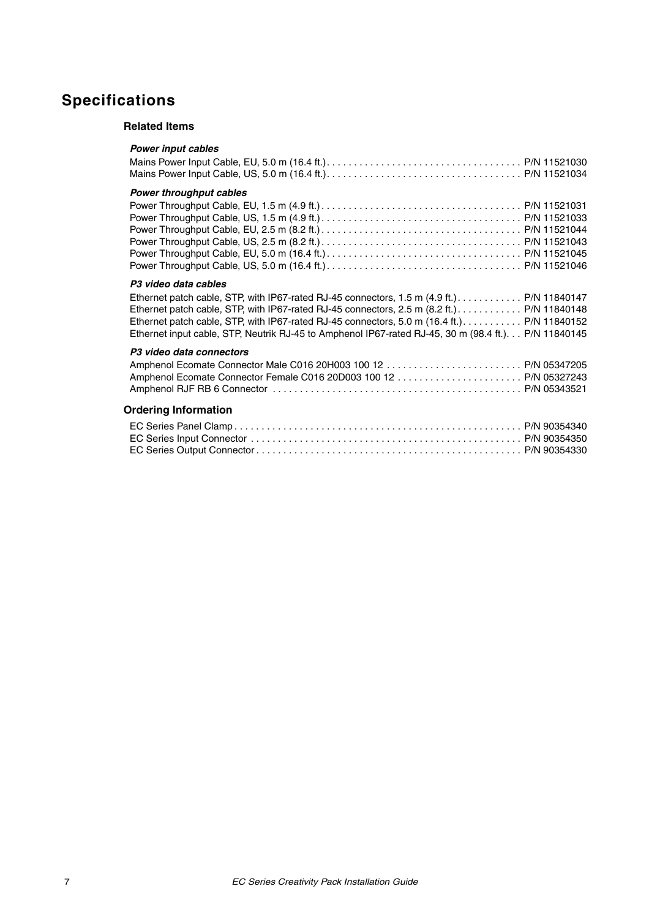# Specifications

## Related Items

### *Power input cables*

Mains Power Input Cable, EU, 5.0 m (16.4 ft.) . . . . . . . . . . . . . . . . . . . . . . . . . . . . . . . . . . . . P/N 11521030
Mains Power Input Cable, US, 5.0 m (16.4 ft.) . . . . . . . . . . . . . . . . . . . . . . . . . . . . . . . . . . . . P/N 11521034

### *Power throughput cables*

Power Throughput Cable, EU, 1.5 m (4.9 ft.) . . . . . . . . . . . . . . . . . . . . . . . . . . . . . . . . . . . . . P/N 11521031
Power Throughput Cable, US, 1.5 m (4.9 ft.) . . . . . . . . . . . . . . . . . . . . . . . . . . . . . . . . . . . . . P/N 11521033
Power Throughput Cable, EU, 2.5 m (8.2 ft.) . . . . . . . . . . . . . . . . . . . . . . . . . . . . . . . . . . . . . P/N 11521044
Power Throughput Cable, US, 2.5 m (8.2 ft.) . . . . . . . . . . . . . . . . . . . . . . . . . . . . . . . . . . . . . P/N 11521043
Power Throughput Cable, EU, 5.0 m (16.4 ft.) . . . . . . . . . . . . . . . . . . . . . . . . . . . . . . . . . . . . P/N 11521045
Power Throughput Cable, US, 5.0 m (16.4 ft.) . . . . . . . . . . . . . . . . . . . . . . . . . . . . . . . . . . . . P/N 11521046

### *P3 video data cables*

Ethernet patch cable, STP, with IP67-rated RJ-45 connectors, 1.5 m (4.9 ft.) . . . . . . . . . . . . P/N 11840147
Ethernet patch cable, STP, with IP67-rated RJ-45 connectors, 2.5 m (8.2 ft.) . . . . . . . . . . . . P/N 11840148
Ethernet patch cable, STP, with IP67-rated RJ-45 connectors, 5.0 m (16.4 ft.) . . . . . . . . . . . P/N 11840152
Ethernet input cable, STP, Neutrik RJ-45 to Amphenol IP67-rated RJ-45, 30 m (98.4 ft.) . . . P/N 11840145

### *P3 video data connectors*

Amphenol Ecomate Connector Male C016 20H003 100 12 . . . . . . . . . . . . . . . . . . . . . . . . . P/N 05347205
Amphenol Ecomate Connector Female C016 20D003 100 12 . . . . . . . . . . . . . . . . . . . . . . . P/N 05327243
Amphenol RJF RB 6 Connector . . . . . . . . . . . . . . . . . . . . . . . . . . . . . . . . . . . . . . . . . . . . . . P/N 05343521

## Ordering Information

EC Series Panel Clamp . . . . . . . . . . . . . . . . . . . . . . . . . . . . . . . . . . . . . . . . . . . . . . . . . . . . . P/N 90354340
EC Series Input Connector . . . . . . . . . . . . . . . . . . . . . . . . . . . . . . . . . . . . . . . . . . . . . . . . . . P/N 90354350
EC Series Output Connector . . . . . . . . . . . . . . . . . . . . . . . . . . . . . . . . . . . . . . . . . . . . . . . . . P/N 90354330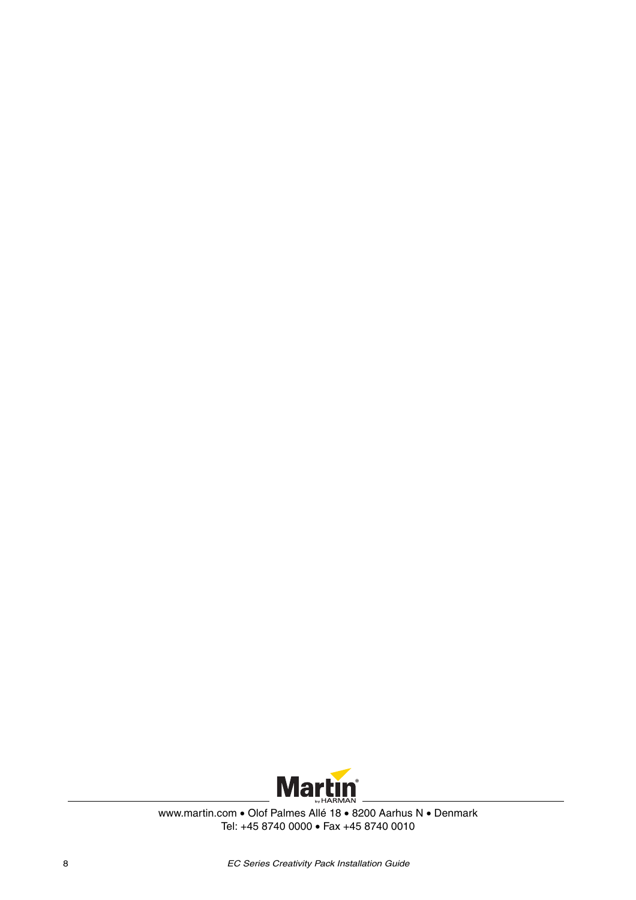www.martin.com • Olof Palmes Allé 18 • 8200 Aarhus N • Denmark
Tel: +45 8740 0000 • Fax +45 8740 0010